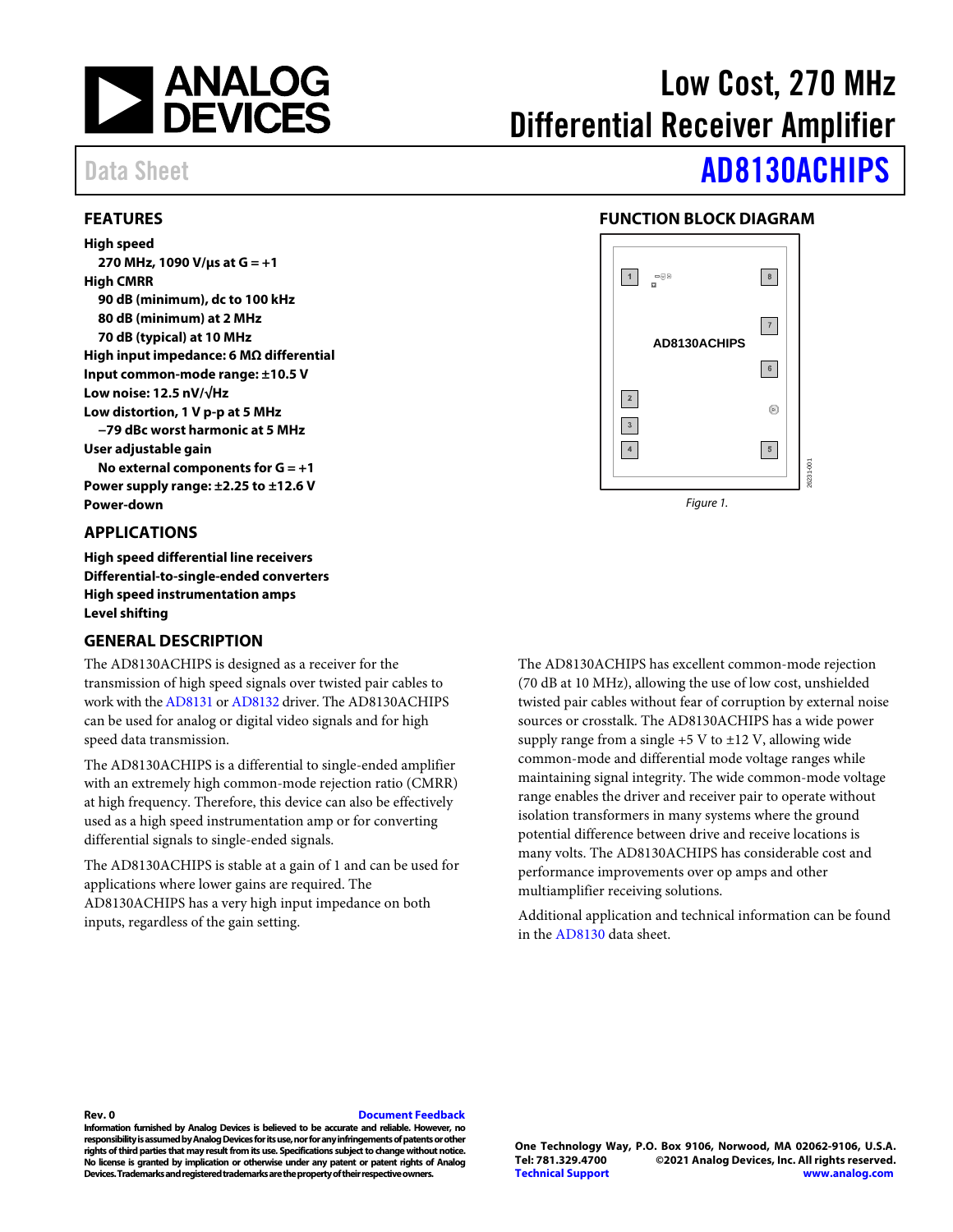# Low Cost, 270 MHz Differential Receiver Amplifier

Data Sheet

# AD8130ACHIPS

## FEATURES

**High speed**
- **270 MHz, 1090 V/μs at G = +1**

**High CMRR**
- **90 dB (minimum), dc to 100 kHz**
- **80 dB (minimum) at 2 MHz**
- **70 dB (typical) at 10 MHz**

**High input impedance: 6 MΩ differential**

**Input common-mode range: ±10.5 V**

**Low noise: 12.5 nV/√Hz**

**Low distortion, 1 V p-p at 5 MHz**
- **−79 dBc worst harmonic at 5 MHz**

**User adjustable gain**
- **No external components for G = +1**

**Power supply range: ±2.25 to ±12.6 V**

**Power-down**

## APPLICATIONS

**High speed differential line receivers**
**Differential-to-single-ended converters**
**High speed instrumentation amps**
**Level shifting**

## FUNCTION BLOCK DIAGRAM

Figure 1.

## GENERAL DESCRIPTION

The AD8130ACHIPS is designed as a receiver for the transmission of high speed signals over twisted pair cables to work with the AD8131 or AD8132 driver. The AD8130ACHIPS can be used for analog or digital video signals and for high speed data transmission.

The AD8130ACHIPS is a differential to single-ended amplifier with an extremely high common-mode rejection ratio (CMRR) at high frequency. Therefore, this device can also be effectively used as a high speed instrumentation amp or for converting differential signals to single-ended signals.

The AD8130ACHIPS is stable at a gain of 1 and can be used for applications where lower gains are required. The AD8130ACHIPS has a very high input impedance on both inputs, regardless of the gain setting.

The AD8130ACHIPS has excellent common-mode rejection (70 dB at 10 MHz), allowing the use of low cost, unshielded twisted pair cables without fear of corruption by external noise sources or crosstalk. The AD8130ACHIPS has a wide power supply range from a single +5 V to ±12 V, allowing wide common-mode and differential mode voltage ranges while maintaining signal integrity. The wide common-mode voltage range enables the driver and receiver pair to operate without isolation transformers in many systems where the ground potential difference between drive and receive locations is many volts. The AD8130ACHIPS has considerable cost and performance improvements over op amps and other multiamplifier receiving solutions.

Additional application and technical information can be found in the AD8130 data sheet.

**Rev. 0**

**Document Feedback**

**Information furnished by Analog Devices is believed to be accurate and reliable. However, no responsibility is assumed by Analog Devices for its use, nor for any infringements of patents or other rights of third parties that may result from its use. Specifications subject to change without notice. No license is granted by implication or otherwise under any patent or patent rights of Analog Devices. Trademarks and registered trademarks are the property of their respective owners.**

**One Technology Way, P.O. Box 9106, Norwood, MA 02062-9106, U.S.A.**
**Tel: 781.329.4700 ©2021 Analog Devices, Inc. All rights reserved.**
**Technical Support www.analog.com**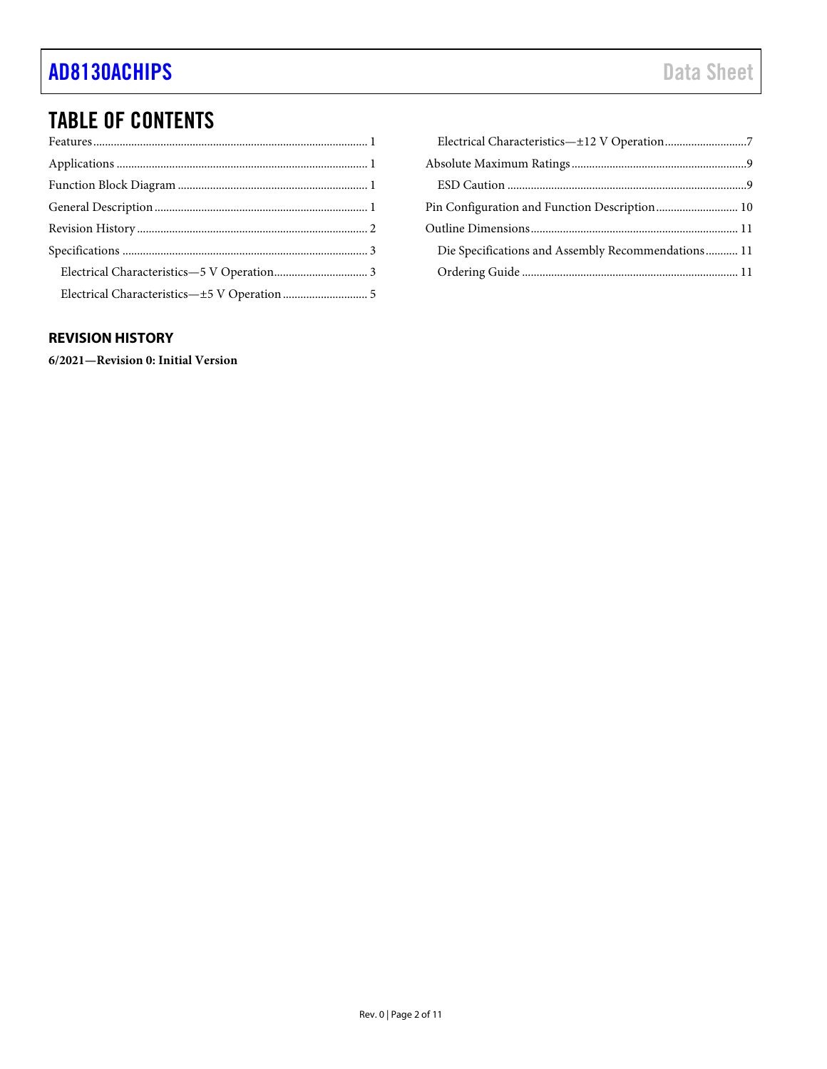## TABLE OF CONTENTS

Features ........................................................................................ 1
Applications .................................................................................. 1
Function Block Diagram .............................................................. 1
General Description ..................................................................... 1
Revision History ........................................................................... 2
Specifications ................................................................................ 3
  Electrical Characteristics—5 V Operation ............................... 3
  Electrical Characteristics—±5 V Operation ............................ 5
  Electrical Characteristics—±12 V Operation ........................... 7
Absolute Maximum Ratings .......................................................... 9
  ESD Caution ................................................................................ 9
Pin Configuration and Function Description ........................... 10
Outline Dimensions .................................................................... 11
  Die Specifications and Assembly Recommendations .......... 11
  Ordering Guide ........................................................................ 11

### REVISION HISTORY

**6/2021—Revision 0: Initial Version**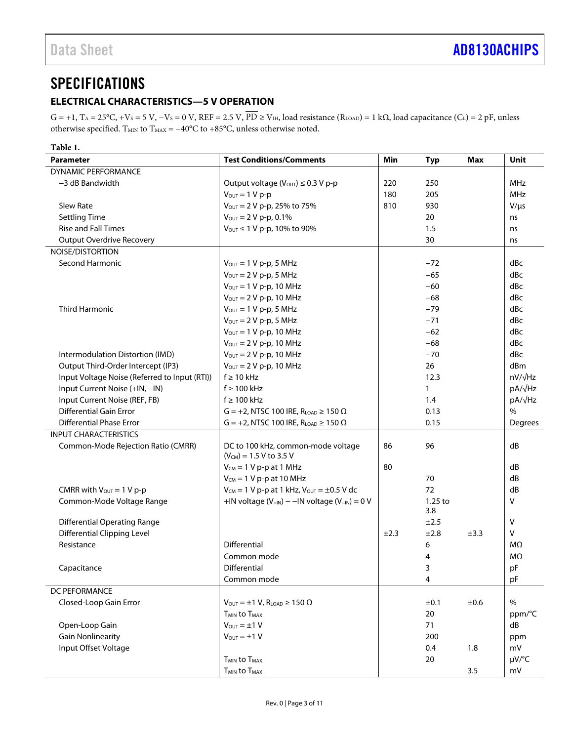# SPECIFICATIONS

## ELECTRICAL CHARACTERISTICS—5 V OPERATION

G = +1, $T_A$ = 25°C, $+V_S$ = 5 V, $-V_S$ = 0 V, REF = 2.5 V, $\overline{PD} \geq V_{IH}$, load resistance ($R_{LOAD}$) = 1 kΩ, load capacitance ($C_L$) = 2 pF, unless otherwise specified. $T_{MIN}$ to $T_{MAX}$ = −40°C to +85°C, unless otherwise noted.

**Table 1.**

| Parameter | Test Conditions/Comments | Min | Typ | Max | Unit |
|---|---|---|---|---|---|
| DYNAMIC PERFORMANCE | | | | | |
| −3 dB Bandwidth | Output voltage ($V_{OUT}$) ≤ 0.3 V p-p | 220 | 250 | | MHz |
| | $V_{OUT}$ = 1 V p-p | 180 | 205 | | MHz |
| Slew Rate | $V_{OUT}$ = 2 V p-p, 25% to 75% | 810 | 930 | | V/µs |
| Settling Time | $V_{OUT}$ = 2 V p-p, 0.1% | | 20 | | ns |
| Rise and Fall Times | $V_{OUT}$ ≤ 1 V p-p, 10% to 90% | | 1.5 | | ns |
| Output Overdrive Recovery | | | 30 | | ns |
| NOISE/DISTORTION | | | | | |
| Second Harmonic | $V_{OUT}$ = 1 V p-p, 5 MHz | | −72 | | dBc |
| | $V_{OUT}$ = 2 V p-p, 5 MHz | | −65 | | dBc |
| | $V_{OUT}$ = 1 V p-p, 10 MHz | | −60 | | dBc |
| | $V_{OUT}$ = 2 V p-p, 10 MHz | | −68 | | dBc |
| Third Harmonic | $V_{OUT}$ = 1 V p-p, 5 MHz | | −79 | | dBc |
| | $V_{OUT}$ = 2 V p-p, 5 MHz | | −71 | | dBc |
| | $V_{OUT}$ = 1 V p-p, 10 MHz | | −62 | | dBc |
| | $V_{OUT}$ = 2 V p-p, 10 MHz | | −68 | | dBc |
| Intermodulation Distortion (IMD) | $V_{OUT}$ = 2 V p-p, 10 MHz | | −70 | | dBc |
| Output Third-Order Intercept (IP3) | $V_{OUT}$ = 2 V p-p, 10 MHz | | 26 | | dBm |
| Input Voltage Noise (Referred to Input (RTI)) | f ≥ 10 kHz | | 12.3 | | nV/√Hz |
| Input Current Noise (+IN, −IN) | f ≥ 100 kHz | | 1 | | pA/√Hz |
| Input Current Noise (REF, FB) | f ≥ 100 kHz | | 1.4 | | pA/√Hz |
| Differential Gain Error | G = +2, NTSC 100 IRE, $R_{LOAD}$ ≥ 150 Ω | | 0.13 | | % |
| Differential Phase Error | G = +2, NTSC 100 IRE, $R_{LOAD}$ ≥ 150 Ω | | 0.15 | | Degrees |
| INPUT CHARACTERISTICS | | | | | |
| Common-Mode Rejection Ratio (CMRR) | DC to 100 kHz, common-mode voltage ($V_{CM}$) = 1.5 V to 3.5 V | 86 | 96 | | dB |
| | $V_{CM}$ = 1 V p-p at 1 MHz | 80 | | | dB |
| | $V_{CM}$ = 1 V p-p at 10 MHz | | 70 | | dB |
| CMRR with $V_{OUT}$ = 1 V p-p | $V_{CM}$ = 1 V p-p at 1 kHz, $V_{OUT}$ = ±0.5 V dc | | 72 | | dB |
| Common-Mode Voltage Range | +IN voltage ($V_{+IN}$) − −IN voltage ($V_{-IN}$) = 0 V | | 1.25 to 3.8 | | V |
| Differential Operating Range | | | ±2.5 | | V |
| Differential Clipping Level | | ±2.3 | ±2.8 | ±3.3 | V |
| Resistance | Differential | | 6 | | MΩ |
| | Common mode | | 4 | | MΩ |
| Capacitance | Differential | | 3 | | pF |
| | Common mode | | 4 | | pF |
| DC PEFORMANCE | | | | | |
| Closed-Loop Gain Error | $V_{OUT}$ = ±1 V, $R_{LOAD}$ ≥ 150 Ω | | ±0.1 | ±0.6 | % |
| | $T_{MIN}$ to $T_{MAX}$ | | 20 | | ppm/°C |
| Open-Loop Gain | $V_{OUT}$ = ±1 V | | 71 | | dB |
| Gain Nonlinearity | $V_{OUT}$ = ±1 V | | 200 | | ppm |
| Input Offset Voltage | | | 0.4 | 1.8 | mV |
| | $T_{MIN}$ to $T_{MAX}$ | | 20 | | µV/°C |
| | $T_{MIN}$ to $T_{MAX}$ | | | 3.5 | mV |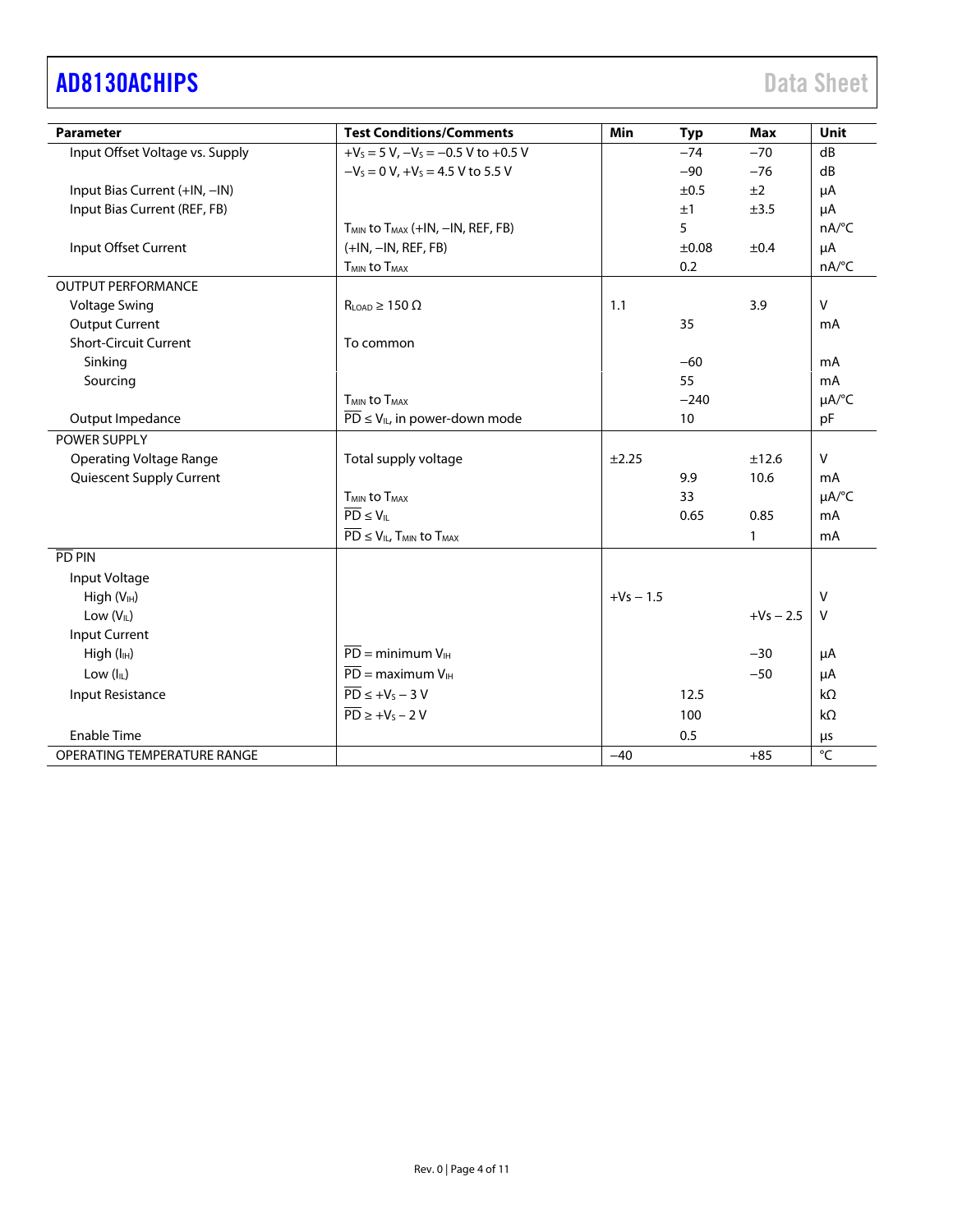| Parameter | Test Conditions/Comments | Min | Typ | Max | Unit |
|---|---|---|---|---|---|
| Input Offset Voltage vs. Supply | $+V_S = 5$ V, $-V_S = -0.5$ V to $+0.5$ V | | −74 | −70 | dB |
| | $-V_S = 0$ V, $+V_S = 4.5$ V to 5.5 V | | −90 | −76 | dB |
| Input Bias Current (+IN, −IN) | | | ±0.5 | ±2 | μA |
| Input Bias Current (REF, FB) | | | ±1 | ±3.5 | μA |
| | $T_{MIN}$ to $T_{MAX}$ (+IN, −IN, REF, FB) | | 5 | | nA/°C |
| Input Offset Current | (+IN, −IN, REF, FB) | | ±0.08 | ±0.4 | μA |
| | $T_{MIN}$ to $T_{MAX}$ | | 0.2 | | nA/°C |
| OUTPUT PERFORMANCE | | | | | |
| Voltage Swing | $R_{LOAD} \geq 150\ \Omega$ | 1.1 | | 3.9 | V |
| Output Current | | | 35 | | mA |
| Short-Circuit Current | To common | | | | |
| Sinking | | | −60 | | mA |
| Sourcing | | | 55 | | mA |
| | $T_{MIN}$ to $T_{MAX}$ | | −240 | | μA/°C |
| Output Impedance | $\overline{PD} \leq V_{IL}$, in power-down mode | | 10 | | pF |
| POWER SUPPLY | | | | | |
| Operating Voltage Range | Total supply voltage | ±2.25 | | ±12.6 | V |
| Quiescent Supply Current | | | 9.9 | 10.6 | mA |
| | $T_{MIN}$ to $T_{MAX}$ | | 33 | | μA/°C |
| | $\overline{PD} \leq V_{IL}$ | | 0.65 | 0.85 | mA |
| | $\overline{PD} \leq V_{IL}$, $T_{MIN}$ to $T_{MAX}$ | | | 1 | mA |
| $\overline{PD}$ PIN | | | | | |
| Input Voltage | | | | | |
| High ($V_{IH}$) | | $+V_S - 1.5$ | | | V |
| Low ($V_{IL}$) | | | | $+V_S - 2.5$ | V |
| Input Current | | | | | |
| High ($I_{IH}$) | $\overline{PD}$ = minimum $V_{IH}$ | | | −30 | μA |
| Low ($I_{IL}$) | $\overline{PD}$ = maximum $V_{IH}$ | | | −50 | μA |
| Input Resistance | $\overline{PD} \leq +V_S - 3$ V | | 12.5 | | kΩ |
| | $\overline{PD} \geq +V_S - 2$ V | | 100 | | kΩ |
| Enable Time | | | 0.5 | | μs |
| OPERATING TEMPERATURE RANGE | | −40 | | +85 | °C |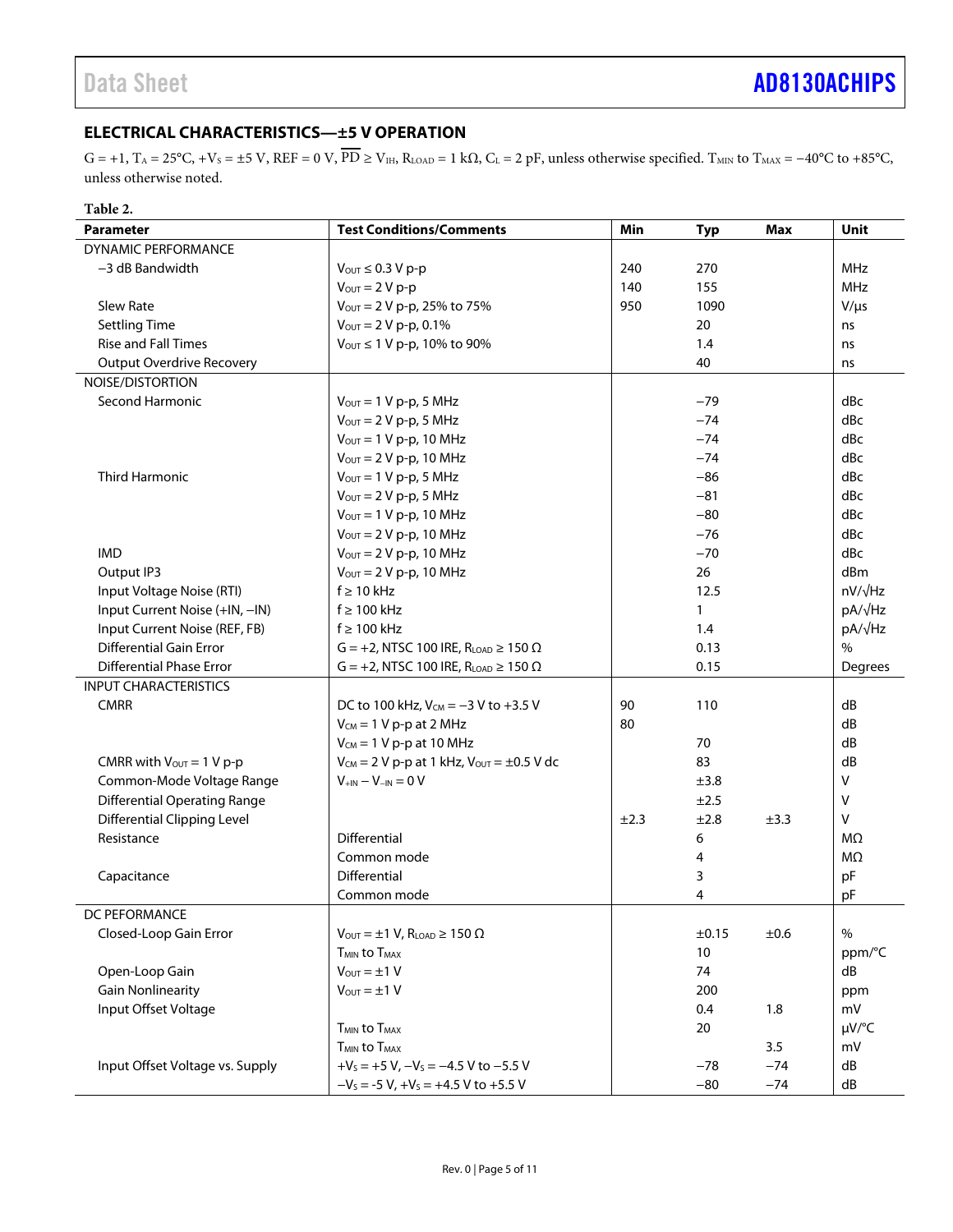## ELECTRICAL CHARACTERISTICS—±5 V OPERATION

G = +1, $T_A$ = 25°C, $+V_S$ = ±5 V, REF = 0 V, $\overline{PD}$ ≥ $V_{IH}$, $R_{LOAD}$ = 1 kΩ, $C_L$ = 2 pF, unless otherwise specified. $T_{MIN}$ to $T_{MAX}$ = −40°C to +85°C, unless otherwise noted.

**Table 2.**

| Parameter | Test Conditions/Comments | Min | Typ | Max | Unit |
|---|---|---|---|---|---|
| DYNAMIC PERFORMANCE | | | | | |
| −3 dB Bandwidth | $V_{OUT}$ ≤ 0.3 V p-p | 240 | 270 | | MHz |
| | $V_{OUT}$ = 2 V p-p | 140 | 155 | | MHz |
| Slew Rate | $V_{OUT}$ = 2 V p-p, 25% to 75% | 950 | 1090 | | V/μs |
| Settling Time | $V_{OUT}$ = 2 V p-p, 0.1% | | 20 | | ns |
| Rise and Fall Times | $V_{OUT}$ ≤ 1 V p-p, 10% to 90% | | 1.4 | | ns |
| Output Overdrive Recovery | | | 40 | | ns |
| NOISE/DISTORTION | | | | | |
| Second Harmonic | $V_{OUT}$ = 1 V p-p, 5 MHz | | −79 | | dBc |
| | $V_{OUT}$ = 2 V p-p, 5 MHz | | −74 | | dBc |
| | $V_{OUT}$ = 1 V p-p, 10 MHz | | −74 | | dBc |
| | $V_{OUT}$ = 2 V p-p, 10 MHz | | −74 | | dBc |
| Third Harmonic | $V_{OUT}$ = 1 V p-p, 5 MHz | | −86 | | dBc |
| | $V_{OUT}$ = 2 V p-p, 5 MHz | | −81 | | dBc |
| | $V_{OUT}$ = 1 V p-p, 10 MHz | | −80 | | dBc |
| | $V_{OUT}$ = 2 V p-p, 10 MHz | | −76 | | dBc |
| IMD | $V_{OUT}$ = 2 V p-p, 10 MHz | | −70 | | dBc |
| Output IP3 | $V_{OUT}$ = 2 V p-p, 10 MHz | | 26 | | dBm |
| Input Voltage Noise (RTI) | f ≥ 10 kHz | | 12.5 | | nV/√Hz |
| Input Current Noise (+IN, −IN) | f ≥ 100 kHz | | 1 | | pA/√Hz |
| Input Current Noise (REF, FB) | f ≥ 100 kHz | | 1.4 | | pA/√Hz |
| Differential Gain Error | G = +2, NTSC 100 IRE, $R_{LOAD}$ ≥ 150 Ω | | 0.13 | | % |
| Differential Phase Error | G = +2, NTSC 100 IRE, $R_{LOAD}$ ≥ 150 Ω | | 0.15 | | Degrees |
| INPUT CHARACTERISTICS | | | | | |
| CMRR | DC to 100 kHz, $V_{CM}$ = −3 V to +3.5 V | 90 | 110 | | dB |
| | $V_{CM}$ = 1 V p-p at 2 MHz | 80 | | | dB |
| | $V_{CM}$ = 1 V p-p at 10 MHz | | 70 | | dB |
| CMRR with $V_{OUT}$ = 1 V p-p | $V_{CM}$ = 2 V p-p at 1 kHz, $V_{OUT}$ = ±0.5 V dc | | 83 | | dB |
| Common-Mode Voltage Range | $V_{+IN} - V_{-IN}$ = 0 V | | ±3.8 | | V |
| Differential Operating Range | | | ±2.5 | | V |
| Differential Clipping Level | | ±2.3 | ±2.8 | ±3.3 | V |
| Resistance | Differential | | 6 | | MΩ |
| | Common mode | | 4 | | MΩ |
| Capacitance | Differential | | 3 | | pF |
| | Common mode | | 4 | | pF |
| DC PEFORMANCE | | | | | |
| Closed-Loop Gain Error | $V_{OUT}$ = ±1 V, $R_{LOAD}$ ≥ 150 Ω | | ±0.15 | ±0.6 | % |
| | $T_{MIN}$ to $T_{MAX}$ | | 10 | | ppm/°C |
| Open-Loop Gain | $V_{OUT}$ = ±1 V | | 74 | | dB |
| Gain Nonlinearity | $V_{OUT}$ = ±1 V | | 200 | | ppm |
| Input Offset Voltage | | | 0.4 | 1.8 | mV |
| | $T_{MIN}$ to $T_{MAX}$ | | 20 | | μV/°C |
| | $T_{MIN}$ to $T_{MAX}$ | | | 3.5 | mV |
| Input Offset Voltage vs. Supply | $+V_S$ = +5 V, $-V_S$ = −4.5 V to −5.5 V | | −78 | −74 | dB |
| | $-V_S$ = -5 V, $+V_S$ = +4.5 V to +5.5 V | | −80 | −74 | dB |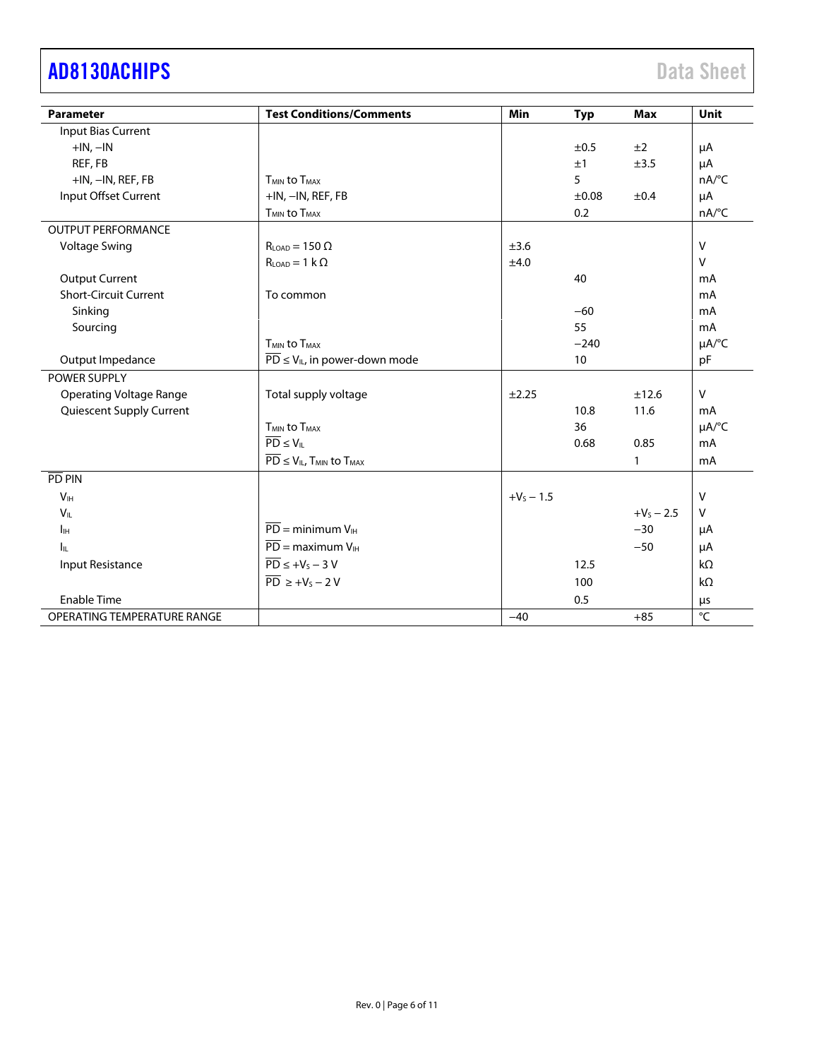| Parameter | Test Conditions/Comments | Min | Typ | Max | Unit |
|---|---|---|---|---|---|
| Input Bias Current | | | | | |
| +IN, −IN | | | ±0.5 | ±2 | μA |
| REF, FB | | | ±1 | ±3.5 | μA |
| +IN, −IN, REF, FB | $T_{MIN}$ to $T_{MAX}$ | | 5 | | nA/°C |
| Input Offset Current | +IN, −IN, REF, FB | | ±0.08 | ±0.4 | μA |
| | $T_{MIN}$ to $T_{MAX}$ | | 0.2 | | nA/°C |
| OUTPUT PERFORMANCE | | | | | |
| Voltage Swing | $R_{LOAD}$ = 150 Ω | ±3.6 | | | V |
| | $R_{LOAD}$ = 1 kΩ | ±4.0 | | | V |
| Output Current | | | 40 | | mA |
| Short-Circuit Current | To common | | | | mA |
| Sinking | | | −60 | | mA |
| Sourcing | | | 55 | | mA |
| | $T_{MIN}$ to $T_{MAX}$ | | −240 | | μA/°C |
| Output Impedance | $\overline{PD}$ ≤ $V_{IL}$, in power-down mode | | 10 | | pF |
| POWER SUPPLY | | | | | |
| Operating Voltage Range | Total supply voltage | ±2.25 | | ±12.6 | V |
| Quiescent Supply Current | | | 10.8 | 11.6 | mA |
| | $T_{MIN}$ to $T_{MAX}$ | | 36 | | μA/°C |
| | $\overline{PD}$ ≤ $V_{IL}$ | | 0.68 | 0.85 | mA |
| | $\overline{PD}$ ≤ $V_{IL}$, $T_{MIN}$ to $T_{MAX}$ | | | 1 | mA |
| $\overline{PD}$ PIN | | | | | |
| $V_{IH}$ | | $+V_S − 1.5$ | | | V |
| $V_{IL}$ | | | | $+V_S − 2.5$ | V |
| $I_{IH}$ | $\overline{PD}$ = minimum $V_{IH}$ | | | −30 | μA |
| $I_{IL}$ | $\overline{PD}$ = maximum $V_{IH}$ | | | −50 | μA |
| Input Resistance | $\overline{PD}$ ≤ $+V_S − 3$ V | | 12.5 | | kΩ |
| | $\overline{PD}$ ≥ $+V_S − 2$ V | | 100 | | kΩ |
| Enable Time | | | 0.5 | | μs |
| OPERATING TEMPERATURE RANGE | | −40 | | +85 | °C |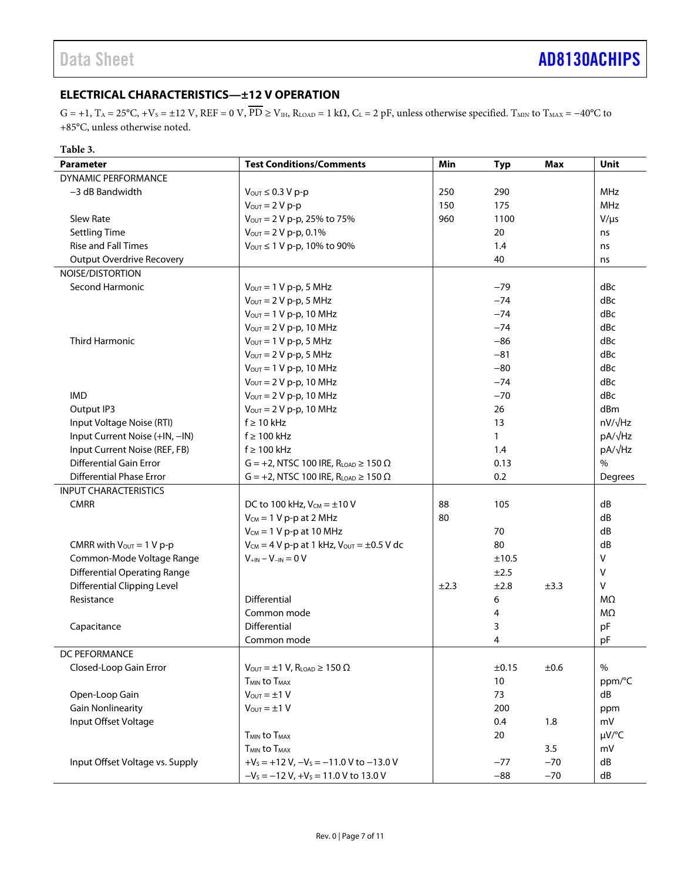## ELECTRICAL CHARACTERISTICS—±12 V OPERATION

G = +1, $T_A$ = 25°C, $+V_S$ = ±12 V, REF = 0 V, $\overline{PD} \geq V_{IH}$, $R_{LOAD}$ = 1 kΩ, $C_L$ = 2 pF, unless otherwise specified. $T_{MIN}$ to $T_{MAX}$ = −40°C to +85°C, unless otherwise noted.

**Table 3.**

| Parameter | Test Conditions/Comments | Min | Typ | Max | Unit |
|---|---|---|---|---|---|
| DYNAMIC PERFORMANCE | | | | | |
| −3 dB Bandwidth | $V_{OUT}$ ≤ 0.3 V p-p | 250 | 290 | | MHz |
| | $V_{OUT}$ = 2 V p-p | 150 | 175 | | MHz |
| Slew Rate | $V_{OUT}$ = 2 V p-p, 25% to 75% | 960 | 1100 | | V/μs |
| Settling Time | $V_{OUT}$ = 2 V p-p, 0.1% | | 20 | | ns |
| Rise and Fall Times | $V_{OUT}$ ≤ 1 V p-p, 10% to 90% | | 1.4 | | ns |
| Output Overdrive Recovery | | | 40 | | ns |
| NOISE/DISTORTION | | | | | |
| Second Harmonic | $V_{OUT}$ = 1 V p-p, 5 MHz | | −79 | | dBc |
| | $V_{OUT}$ = 2 V p-p, 5 MHz | | −74 | | dBc |
| | $V_{OUT}$ = 1 V p-p, 10 MHz | | −74 | | dBc |
| | $V_{OUT}$ = 2 V p-p, 10 MHz | | −74 | | dBc |
| Third Harmonic | $V_{OUT}$ = 1 V p-p, 5 MHz | | −86 | | dBc |
| | $V_{OUT}$ = 2 V p-p, 5 MHz | | −81 | | dBc |
| | $V_{OUT}$ = 1 V p-p, 10 MHz | | −80 | | dBc |
| | $V_{OUT}$ = 2 V p-p, 10 MHz | | −74 | | dBc |
| IMD | $V_{OUT}$ = 2 V p-p, 10 MHz | | −70 | | dBc |
| Output IP3 | $V_{OUT}$ = 2 V p-p, 10 MHz | | 26 | | dBm |
| Input Voltage Noise (RTI) | f ≥ 10 kHz | | 13 | | nV/√Hz |
| Input Current Noise (+IN, −IN) | f ≥ 100 kHz | | 1 | | pA/√Hz |
| Input Current Noise (REF, FB) | f ≥ 100 kHz | | 1.4 | | pA/√Hz |
| Differential Gain Error | G = +2, NTSC 100 IRE, $R_{LOAD}$ ≥ 150 Ω | | 0.13 | | % |
| Differential Phase Error | G = +2, NTSC 100 IRE, $R_{LOAD}$ ≥ 150 Ω | | 0.2 | | Degrees |
| INPUT CHARACTERISTICS | | | | | |
| CMRR | DC to 100 kHz, $V_{CM}$ = ±10 V | 88 | 105 | | dB |
| | $V_{CM}$ = 1 V p-p at 2 MHz | 80 | | | dB |
| | $V_{CM}$ = 1 V p-p at 10 MHz | | 70 | | dB |
| CMRR with $V_{OUT}$ = 1 V p-p | $V_{CM}$ = 4 V p-p at 1 kHz, $V_{OUT}$ = ±0.5 V dc | | 80 | | dB |
| Common-Mode Voltage Range | $V_{+IN} - V_{-IN}$ = 0 V | | ±10.5 | | V |
| Differential Operating Range | | | ±2.5 | | V |
| Differential Clipping Level | | ±2.3 | ±2.8 | ±3.3 | V |
| Resistance | Differential | | 6 | | MΩ |
| | Common mode | | 4 | | MΩ |
| Capacitance | Differential | | 3 | | pF |
| | Common mode | | 4 | | pF |
| DC PEFORMANCE | | | | | |
| Closed-Loop Gain Error | $V_{OUT}$ = ±1 V, $R_{LOAD}$ ≥ 150 Ω | | ±0.15 | ±0.6 | % |
| | $T_{MIN}$ to $T_{MAX}$ | | 10 | | ppm/°C |
| Open-Loop Gain | $V_{OUT}$ = ±1 V | | 73 | | dB |
| Gain Nonlinearity | $V_{OUT}$ = ±1 V | | 200 | | ppm |
| Input Offset Voltage | | | 0.4 | 1.8 | mV |
| | $T_{MIN}$ to $T_{MAX}$ | | 20 | | μV/°C |
| | $T_{MIN}$ to $T_{MAX}$ | | | 3.5 | mV |
| Input Offset Voltage vs. Supply | $+V_S$ = +12 V, $-V_S$ = −11.0 V to −13.0 V | | −77 | −70 | dB |
| | $-V_S$ = −12 V, $+V_S$ = 11.0 V to 13.0 V | | −88 | −70 | dB |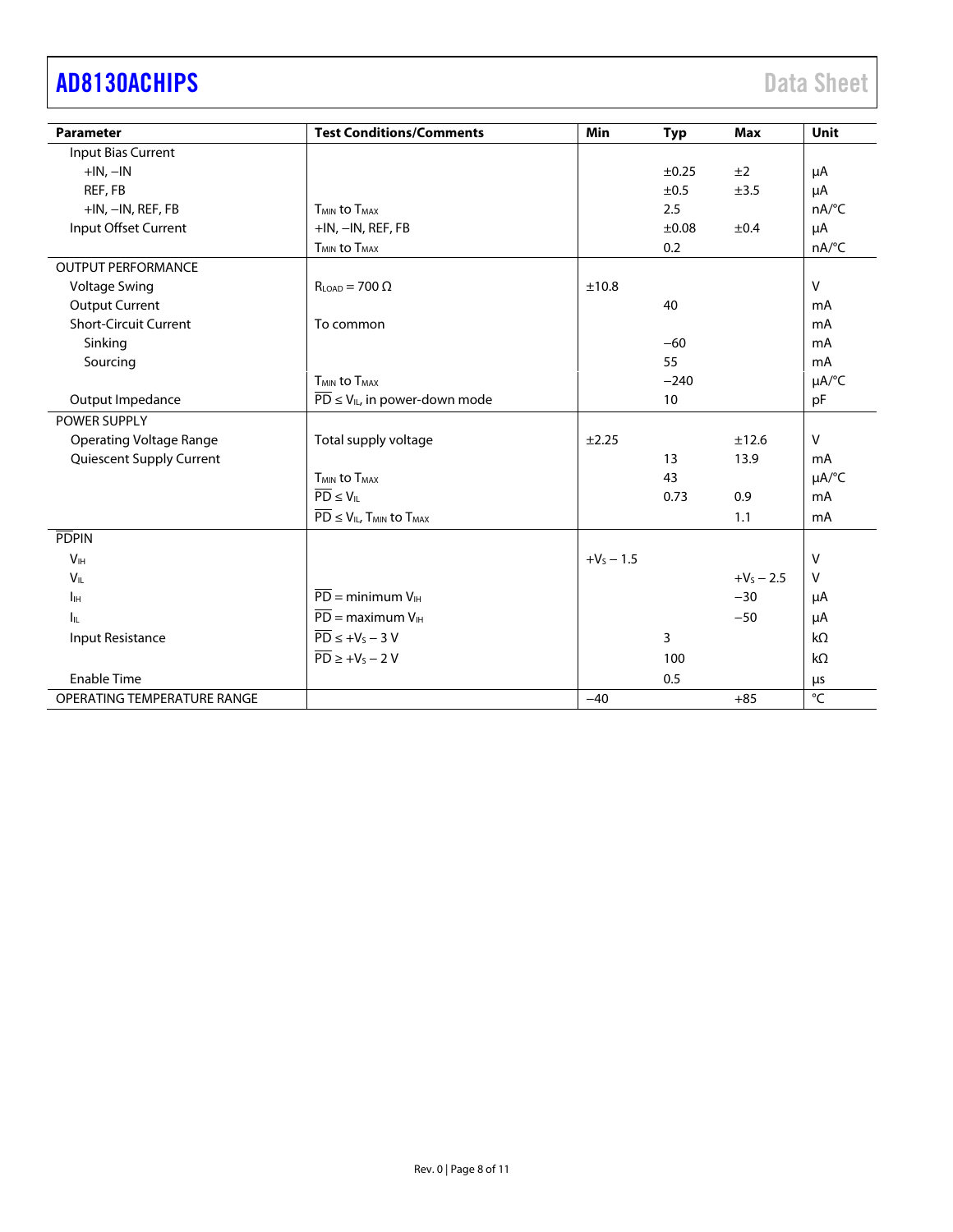| Parameter | Test Conditions/Comments | Min | Typ | Max | Unit |
|---|---|---|---|---|---|
| Input Bias Current | | | | | |
| +IN, −IN | | | ±0.25 | ±2 | μA |
| REF, FB | | | ±0.5 | ±3.5 | μA |
| +IN, −IN, REF, FB | $T_{MIN}$ to $T_{MAX}$ | | 2.5 | | nA/°C |
| Input Offset Current | +IN, −IN, REF, FB | | ±0.08 | ±0.4 | μA |
| | $T_{MIN}$ to $T_{MAX}$ | | 0.2 | | nA/°C |
| OUTPUT PERFORMANCE | | | | | |
| Voltage Swing | $R_{LOAD}$ = 700 Ω | ±10.8 | | | V |
| Output Current | | | 40 | | mA |
| Short-Circuit Current | To common | | | | mA |
| Sinking | | | −60 | | mA |
| Sourcing | | | 55 | | mA |
| | $T_{MIN}$ to $T_{MAX}$ | | −240 | | μA/°C |
| Output Impedance | $\overline{PD} \leq V_{IL}$, in power-down mode | | 10 | | pF |
| POWER SUPPLY | | | | | |
| Operating Voltage Range | Total supply voltage | ±2.25 | | ±12.6 | V |
| Quiescent Supply Current | | | 13 | 13.9 | mA |
| | $T_{MIN}$ to $T_{MAX}$ | | 43 | | μA/°C |
| | $\overline{PD} \leq V_{IL}$ | | 0.73 | 0.9 | mA |
| | $\overline{PD} \leq V_{IL}$, $T_{MIN}$ to $T_{MAX}$ | | | 1.1 | mA |
| $\overline{PD}$ PIN | | | | | |
| $V_{IH}$ | | $+V_S - 1.5$ | | | V |
| $V_{IL}$ | | | | $+V_S - 2.5$ | V |
| $I_{IH}$ | $\overline{PD}$ = minimum $V_{IH}$ | | | −30 | μA |
| $I_{IL}$ | $\overline{PD}$ = maximum $V_{IH}$ | | | −50 | μA |
| Input Resistance | $\overline{PD} \leq +V_S - 3$ V | | 3 | | kΩ |
| | $\overline{PD} \geq +V_S - 2$ V | | 100 | | kΩ |
| Enable Time | | | 0.5 | | μs |
| OPERATING TEMPERATURE RANGE | | −40 | | +85 | °C |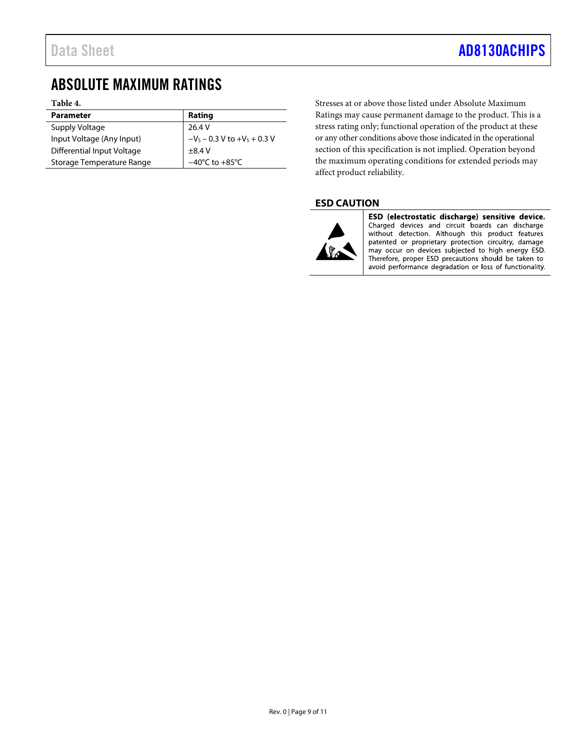# ABSOLUTE MAXIMUM RATINGS

**Table 4.**

| Parameter | Rating |
|---|---|
| Supply Voltage | 26.4 V |
| Input Voltage (Any Input) | $-V_S - 0.3$ V to $+V_S + 0.3$ V |
| Differential Input Voltage | ±8.4 V |
| Storage Temperature Range | −40°C to +85°C |

Stresses at or above those listed under Absolute Maximum Ratings may cause permanent damage to the product. This is a stress rating only; functional operation of the product at these or any other conditions above those indicated in the operational section of this specification is not implied. Operation beyond the maximum operating conditions for extended periods may affect product reliability.

## ESD CAUTION

**ESD (electrostatic discharge) sensitive device.** Charged devices and circuit boards can discharge without detection. Although this product features patented or proprietary protection circuitry, damage may occur on devices subjected to high energy ESD. Therefore, proper ESD precautions should be taken to avoid performance degradation or loss of functionality.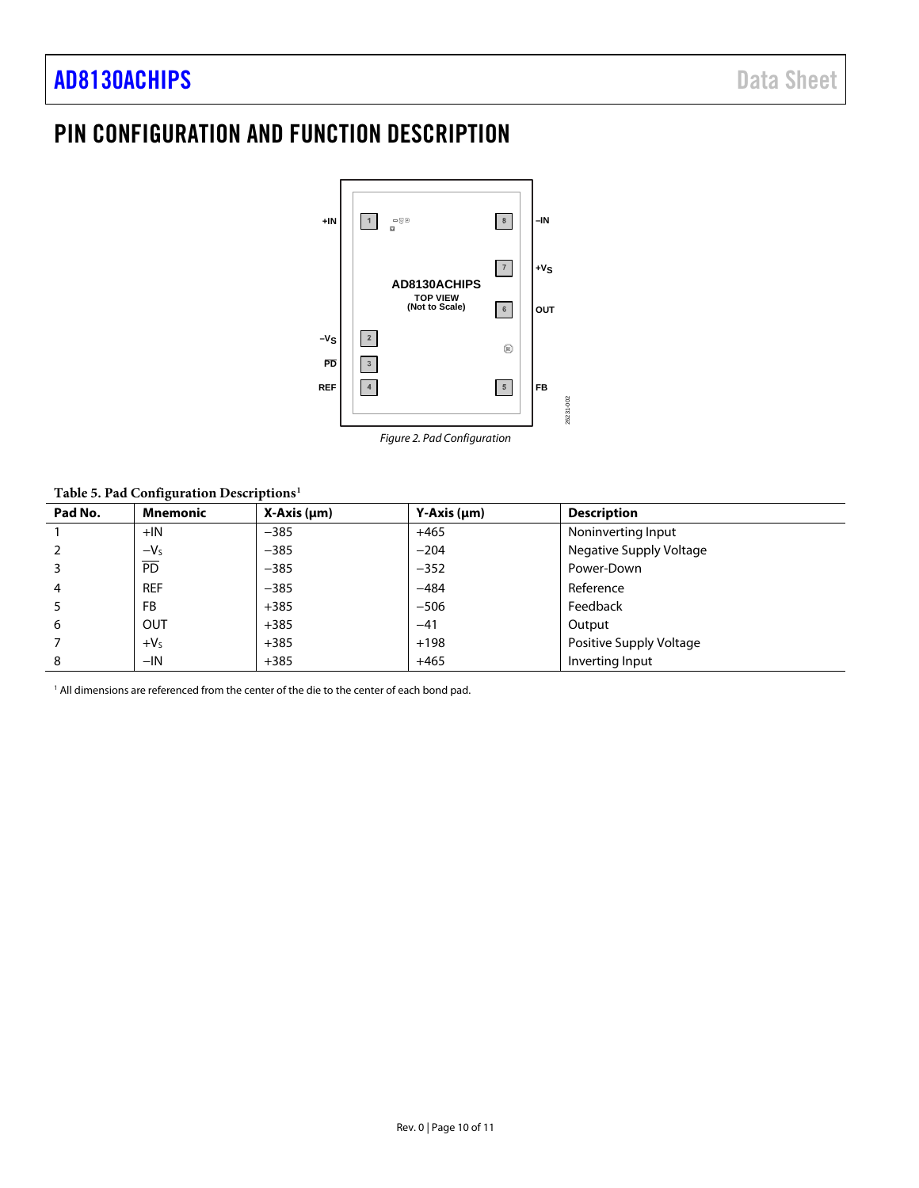# PIN CONFIGURATION AND FUNCTION DESCRIPTION

*Figure 2. Pad Configuration*

**Table 5. Pad Configuration Descriptions[1]**

| Pad No. | Mnemonic | X-Axis (μm) | Y-Axis (μm) | Description |
|---|---|---|---|---|
| 1 | +IN | −385 | +465 | Noninverting Input |
| 2 | $-V_S$ | −385 | −204 | Negative Supply Voltage |
| 3 | $\overline{PD}$ | −385 | −352 | Power-Down |
| 4 | REF | −385 | −484 | Reference |
| 5 | FB | +385 | −506 | Feedback |
| 6 | OUT | +385 | −41 | Output |
| 7 | $+V_S$ | +385 | +198 | Positive Supply Voltage |
| 8 | −IN | +385 | +465 | Inverting Input |

[1] All dimensions are referenced from the center of the die to the center of each bond pad.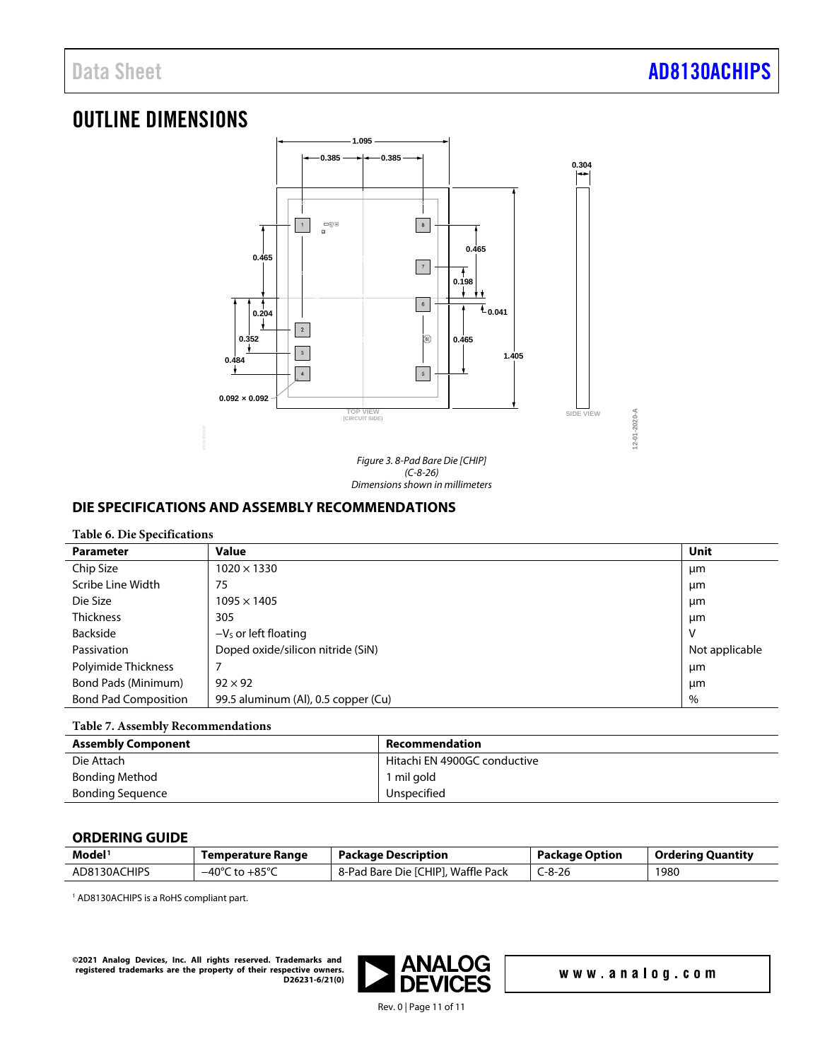# OUTLINE DIMENSIONS

1.095
0.385
0.385
0.304
0.465
0.465
0.198
0.204
0.041
0.352
0.465
0.484
1.405
0.092 × 0.092
TOP VIEW
(CIRCUIT SIDE)
SIDE VIEW
12-01-2020-A

*Figure 3. 8-Pad Bare Die [CHIP]*
*(C-8-26)*
*Dimensions shown in millimeters*

## DIE SPECIFICATIONS AND ASSEMBLY RECOMMENDATIONS

**Table 6. Die Specifications**

| Parameter | Value | Unit |
|---|---|---|
| Chip Size | 1020 × 1330 | µm |
| Scribe Line Width | 75 | µm |
| Die Size | 1095 × 1405 | µm |
| Thickness | 305 | µm |
| Backside | $-V_S$ or left floating | V |
| Passivation | Doped oxide/silicon nitride (SiN) | Not applicable |
| Polyimide Thickness | 7 | µm |
| Bond Pads (Minimum) | 92 × 92 | µm |
| Bond Pad Composition | 99.5 aluminum (Al), 0.5 copper (Cu) | % |

**Table 7. Assembly Recommendations**

| Assembly Component | Recommendation |
|---|---|
| Die Attach | Hitachi EN 4900GC conductive |
| Bonding Method | 1 mil gold |
| Bonding Sequence | Unspecified |

## ORDERING GUIDE

| Model[1] | Temperature Range | Package Description | Package Option | Ordering Quantity |
|---|---|---|---|---|
| AD8130ACHIPS | −40°C to +85°C | 8-Pad Bare Die [CHIP], Waffle Pack | C-8-26 | 1980 |

[1] AD8130ACHIPS is a RoHS compliant part.

**©2021 Analog Devices, Inc. All rights reserved. Trademarks and registered trademarks are the property of their respective owners.**
**D26231-6/21(0)**